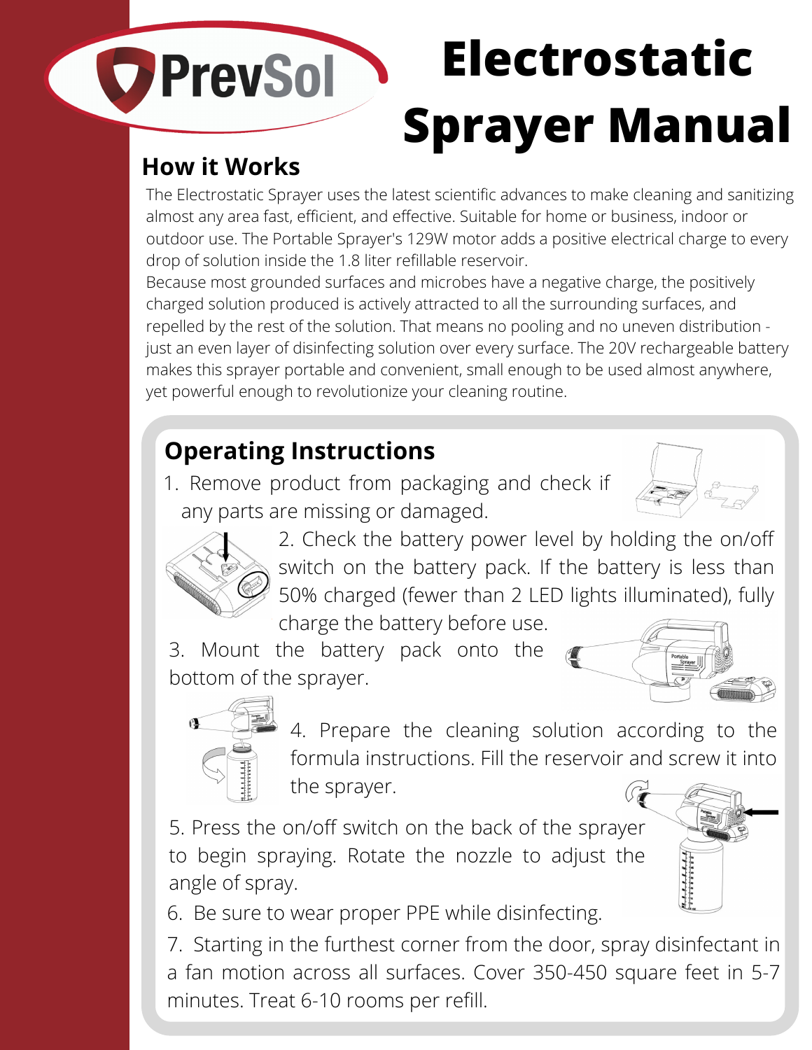PrevSol

# Electrostatic Sprayer Manual

## How it Works

The Electrostatic Sprayer uses the latest scientific advances to make cleaning and sanitizing almost any area fast, efficient, and effective. Suitable for home or business, indoor or outdoor use. The Portable Sprayer's 129W motor adds a positive electrical charge to every drop of solution inside the 1.8 liter refillable reservoir.

Because most grounded surfaces and microbes have a negative charge, the positively charged solution produced is actively attracted to all the surrounding surfaces, and repelled by the rest of the solution. That means no pooling and no uneven distribution - just an even layer of disinfecting solution over every surface. The 20V rechargeable battery makes this sprayer portable and convenient, small enough to be used almost anywhere, yet powerful enough to revolutionize your cleaning routine.

## Operating Instructions

1. Remove product from packaging and check if any parts are missing or damaged.
2. Check the battery power level by holding the on/off switch on the battery pack. If the battery is less than 50% charged (fewer than 2 LED lights illuminated), fully charge the battery before use.
3. Mount the battery pack onto the bottom of the sprayer.
4. Prepare the cleaning solution according to the formula instructions. Fill the reservoir and screw it into the sprayer.
5. Press the on/off switch on the back of the sprayer to begin spraying. Rotate the nozzle to adjust the angle of spray.
6. Be sure to wear proper PPE while disinfecting.
7. Starting in the furthest corner from the door, spray disinfectant in a fan motion across all surfaces. Cover 350-450 square feet in 5-7 minutes. Treat 6-10 rooms per refill.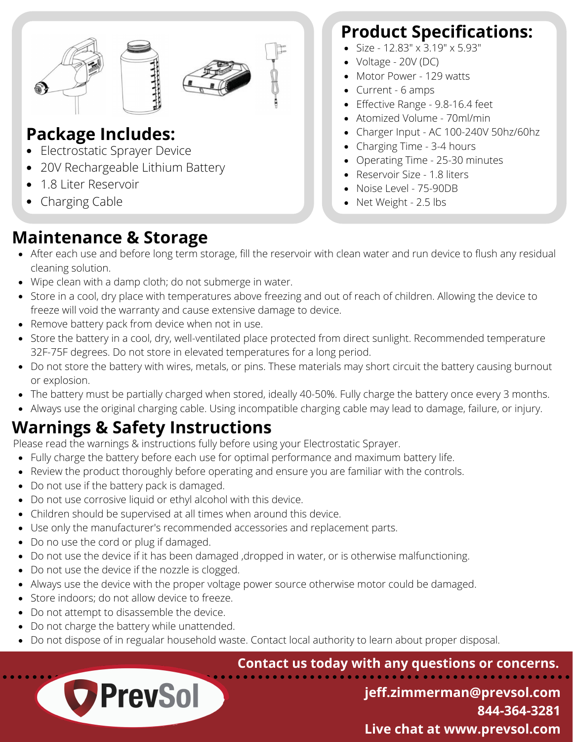## Package Includes:

- Electrostatic Sprayer Device
- 20V Rechargeable Lithium Battery
- 1.8 Liter Reservoir
- Charging Cable

## Product Specifications:

- Size - 12.83" x 3.19" x 5.93"
- Voltage - 20V (DC)
- Motor Power - 129 watts
- Current - 6 amps
- Effective Range - 9.8-16.4 feet
- Atomized Volume - 70ml/min
- Charger Input - AC 100-240V 50hz/60hz
- Charging Time - 3-4 hours
- Operating Time - 25-30 minutes
- Reservoir Size - 1.8 liters
- Noise Level - 75-90DB
- Net Weight - 2.5 lbs

## Maintenance & Storage

- After each use and before long term storage, fill the reservoir with clean water and run device to flush any residual cleaning solution.
- Wipe clean with a damp cloth; do not submerge in water.
- Store in a cool, dry place with temperatures above freezing and out of reach of children. Allowing the device to freeze will void the warranty and cause extensive damage to device.
- Remove battery pack from device when not in use.
- Store the battery in a cool, dry, well-ventilated place protected from direct sunlight. Recommended temperature 32F-75F degrees. Do not store in elevated temperatures for a long period.
- Do not store the battery with wires, metals, or pins. These materials may short circuit the battery causing burnout or explosion.
- The battery must be partially charged when stored, ideally 40-50%. Fully charge the battery once every 3 months.
- Always use the original charging cable. Using incompatible charging cable may lead to damage, failure, or injury.

## Warnings & Safety Instructions

Please read the warnings & instructions fully before using your Electrostatic Sprayer.

- Fully charge the battery before each use for optimal performance and maximum battery life.
- Review the product thoroughly before operating and ensure you are familiar with the controls.
- Do not use if the battery pack is damaged.
- Do not use corrosive liquid or ethyl alcohol with this device.
- Children should be supervised at all times when around this device.
- Use only the manufacturer's recommended accessories and replacement parts.
- Do no use the cord or plug if damaged.
- Do not use the device if it has been damaged ,dropped in water, or is otherwise malfunctioning.
- Do not use the device if the nozzle is clogged.
- Always use the device with the proper voltage power source otherwise motor could be damaged.
- Store indoors; do not allow device to freeze.
- Do not attempt to disassemble the device.
- Do not charge the battery while unattended.
- Do not dispose of in regualar household waste. Contact local authority to learn about proper disposal.

PrevSol

**Contact us today with any questions or concerns.**

**jeff.zimmerman@prevsol.com**

**844-364-3281**

**Live chat at www.prevsol.com**